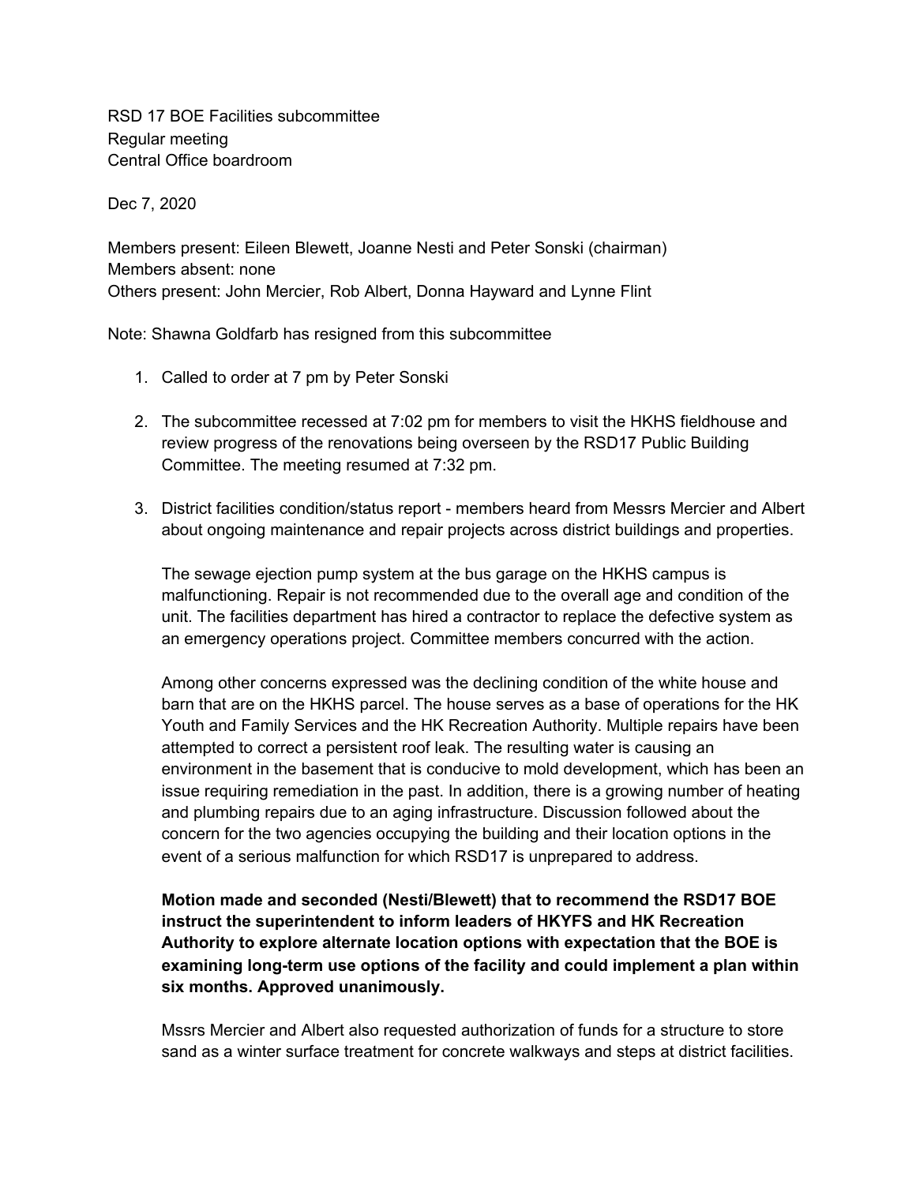RSD 17 BOE Facilities subcommittee
Regular meeting
Central Office boardroom

Dec 7, 2020

Members present: Eileen Blewett, Joanne Nesti and Peter Sonski (chairman)
Members absent: none
Others present: John Mercier, Rob Albert, Donna Hayward and Lynne Flint

Note: Shawna Goldfarb has resigned from this subcommittee

1. Called to order at 7 pm by Peter Sonski

2. The subcommittee recessed at 7:02 pm for members to visit the HKHS fieldhouse and review progress of the renovations being overseen by the RSD17 Public Building Committee. The meeting resumed at 7:32 pm.

3. District facilities condition/status report - members heard from Messrs Mercier and Albert about ongoing maintenance and repair projects across district buildings and properties.

   The sewage ejection pump system at the bus garage on the HKHS campus is malfunctioning. Repair is not recommended due to the overall age and condition of the unit. The facilities department has hired a contractor to replace the defective system as an emergency operations project. Committee members concurred with the action.

   Among other concerns expressed was the declining condition of the white house and barn that are on the HKHS parcel. The house serves as a base of operations for the HK Youth and Family Services and the HK Recreation Authority. Multiple repairs have been attempted to correct a persistent roof leak. The resulting water is causing an environment in the basement that is conducive to mold development, which has been an issue requiring remediation in the past. In addition, there is a growing number of heating and plumbing repairs due to an aging infrastructure. Discussion followed about the concern for the two agencies occupying the building and their location options in the event of a serious malfunction for which RSD17 is unprepared to address.

   **Motion made and seconded (Nesti/Blewett) that to recommend the RSD17 BOE instruct the superintendent to inform leaders of HKYFS and HK Recreation Authority to explore alternate location options with expectation that the BOE is examining long-term use options of the facility and could implement a plan within six months. Approved unanimously.**

   Mssrs Mercier and Albert also requested authorization of funds for a structure to store sand as a winter surface treatment for concrete walkways and steps at district facilities.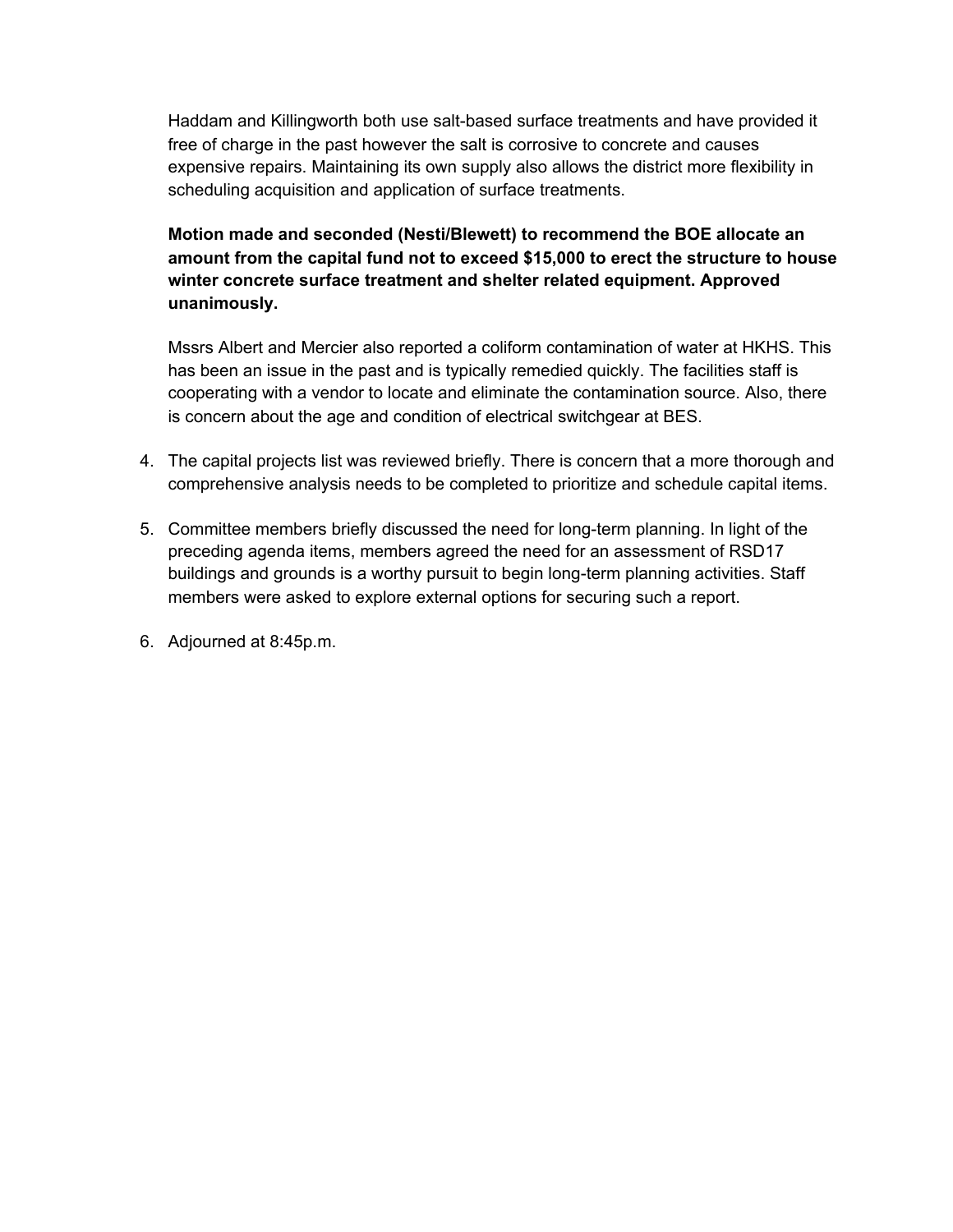Haddam and Killingworth both use salt-based surface treatments and have provided it free of charge in the past however the salt is corrosive to concrete and causes expensive repairs. Maintaining its own supply also allows the district more flexibility in scheduling acquisition and application of surface treatments.

**Motion made and seconded (Nesti/Blewett) to recommend the BOE allocate an amount from the capital fund not to exceed $15,000 to erect the structure to house winter concrete surface treatment and shelter related equipment. Approved unanimously.**

Mssrs Albert and Mercier also reported a coliform contamination of water at HKHS. This has been an issue in the past and is typically remedied quickly. The facilities staff is cooperating with a vendor to locate and eliminate the contamination source. Also, there is concern about the age and condition of electrical switchgear at BES.

4. The capital projects list was reviewed briefly. There is concern that a more thorough and comprehensive analysis needs to be completed to prioritize and schedule capital items.

5. Committee members briefly discussed the need for long-term planning. In light of the preceding agenda items, members agreed the need for an assessment of RSD17 buildings and grounds is a worthy pursuit to begin long-term planning activities. Staff members were asked to explore external options for securing such a report.

6. Adjourned at 8:45p.m.